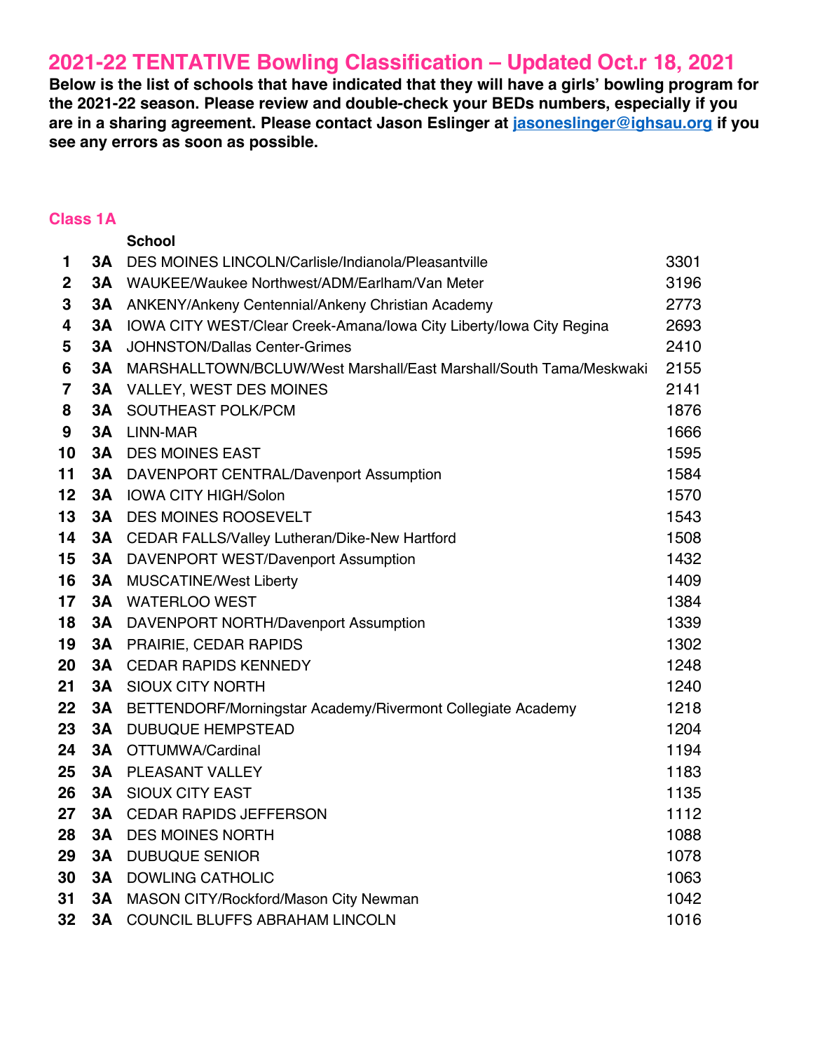# 2021-22 TENTATIVE Bowling Classification – Updated Oct.r 18, 2021

**Below is the list of schools that have indicated that they will have a girls' bowling program for the 2021-22 season. Please review and double-check your BEDs numbers, especially if you are in a sharing agreement. Please contact Jason Eslinger at [jasoneslinger@ighsau.org](mailto:jasoneslinger@ighsau.org) if you see any errors as soon as possible.**

## Class 1A

| | | School | |
|---|---|---|---|
| 1 | 3A | DES MOINES LINCOLN/Carlisle/Indianola/Pleasantville | 3301 |
| 2 | 3A | WAUKEE/Waukee Northwest/ADM/Earlham/Van Meter | 3196 |
| 3 | 3A | ANKENY/Ankeny Centennial/Ankeny Christian Academy | 2773 |
| 4 | 3A | IOWA CITY WEST/Clear Creek-Amana/Iowa City Liberty/Iowa City Regina | 2693 |
| 5 | 3A | JOHNSTON/Dallas Center-Grimes | 2410 |
| 6 | 3A | MARSHALLTOWN/BCLUW/West Marshall/East Marshall/South Tama/Meskwaki | 2155 |
| 7 | 3A | VALLEY, WEST DES MOINES | 2141 |
| 8 | 3A | SOUTHEAST POLK/PCM | 1876 |
| 9 | 3A | LINN-MAR | 1666 |
| 10 | 3A | DES MOINES EAST | 1595 |
| 11 | 3A | DAVENPORT CENTRAL/Davenport Assumption | 1584 |
| 12 | 3A | IOWA CITY HIGH/Solon | 1570 |
| 13 | 3A | DES MOINES ROOSEVELT | 1543 |
| 14 | 3A | CEDAR FALLS/Valley Lutheran/Dike-New Hartford | 1508 |
| 15 | 3A | DAVENPORT WEST/Davenport Assumption | 1432 |
| 16 | 3A | MUSCATINE/West Liberty | 1409 |
| 17 | 3A | WATERLOO WEST | 1384 |
| 18 | 3A | DAVENPORT NORTH/Davenport Assumption | 1339 |
| 19 | 3A | PRAIRIE, CEDAR RAPIDS | 1302 |
| 20 | 3A | CEDAR RAPIDS KENNEDY | 1248 |
| 21 | 3A | SIOUX CITY NORTH | 1240 |
| 22 | 3A | BETTENDORF/Morningstar Academy/Rivermont Collegiate Academy | 1218 |
| 23 | 3A | DUBUQUE HEMPSTEAD | 1204 |
| 24 | 3A | OTTUMWA/Cardinal | 1194 |
| 25 | 3A | PLEASANT VALLEY | 1183 |
| 26 | 3A | SIOUX CITY EAST | 1135 |
| 27 | 3A | CEDAR RAPIDS JEFFERSON | 1112 |
| 28 | 3A | DES MOINES NORTH | 1088 |
| 29 | 3A | DUBUQUE SENIOR | 1078 |
| 30 | 3A | DOWLING CATHOLIC | 1063 |
| 31 | 3A | MASON CITY/Rockford/Mason City Newman | 1042 |
| 32 | 3A | COUNCIL BLUFFS ABRAHAM LINCOLN | 1016 |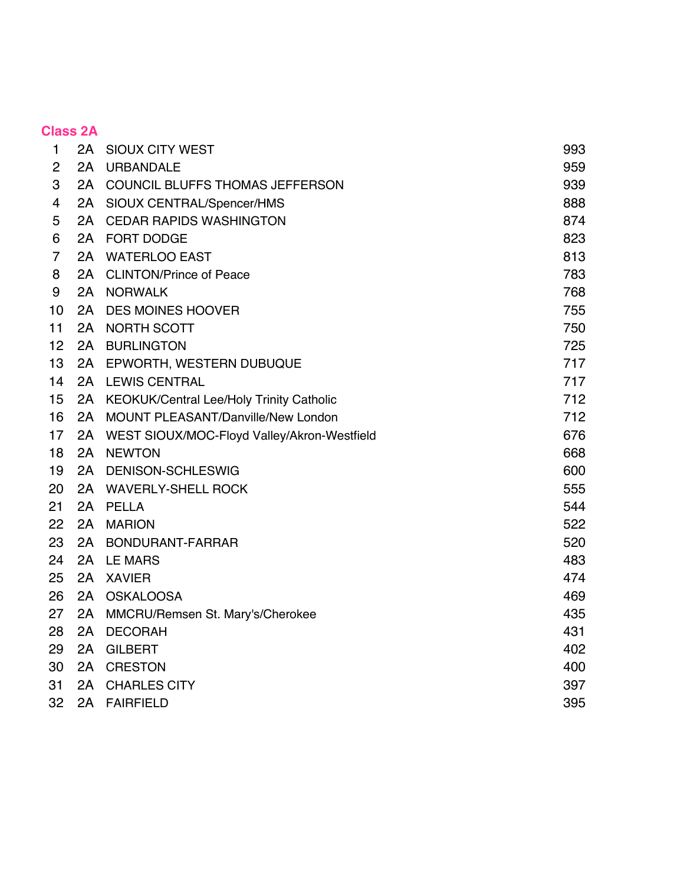## Class 2A

| | | | |
|---|---|---|---|
| 1 | 2A | SIOUX CITY WEST | 993 |
| 2 | 2A | URBANDALE | 959 |
| 3 | 2A | COUNCIL BLUFFS THOMAS JEFFERSON | 939 |
| 4 | 2A | SIOUX CENTRAL/Spencer/HMS | 888 |
| 5 | 2A | CEDAR RAPIDS WASHINGTON | 874 |
| 6 | 2A | FORT DODGE | 823 |
| 7 | 2A | WATERLOO EAST | 813 |
| 8 | 2A | CLINTON/Prince of Peace | 783 |
| 9 | 2A | NORWALK | 768 |
| 10 | 2A | DES MOINES HOOVER | 755 |
| 11 | 2A | NORTH SCOTT | 750 |
| 12 | 2A | BURLINGTON | 725 |
| 13 | 2A | EPWORTH, WESTERN DUBUQUE | 717 |
| 14 | 2A | LEWIS CENTRAL | 717 |
| 15 | 2A | KEOKUK/Central Lee/Holy Trinity Catholic | 712 |
| 16 | 2A | MOUNT PLEASANT/Danville/New London | 712 |
| 17 | 2A | WEST SIOUX/MOC-Floyd Valley/Akron-Westfield | 676 |
| 18 | 2A | NEWTON | 668 |
| 19 | 2A | DENISON-SCHLESWIG | 600 |
| 20 | 2A | WAVERLY-SHELL ROCK | 555 |
| 21 | 2A | PELLA | 544 |
| 22 | 2A | MARION | 522 |
| 23 | 2A | BONDURANT-FARRAR | 520 |
| 24 | 2A | LE MARS | 483 |
| 25 | 2A | XAVIER | 474 |
| 26 | 2A | OSKALOOSA | 469 |
| 27 | 2A | MMCRU/Remsen St. Mary's/Cherokee | 435 |
| 28 | 2A | DECORAH | 431 |
| 29 | 2A | GILBERT | 402 |
| 30 | 2A | CRESTON | 400 |
| 31 | 2A | CHARLES CITY | 397 |
| 32 | 2A | FAIRFIELD | 395 |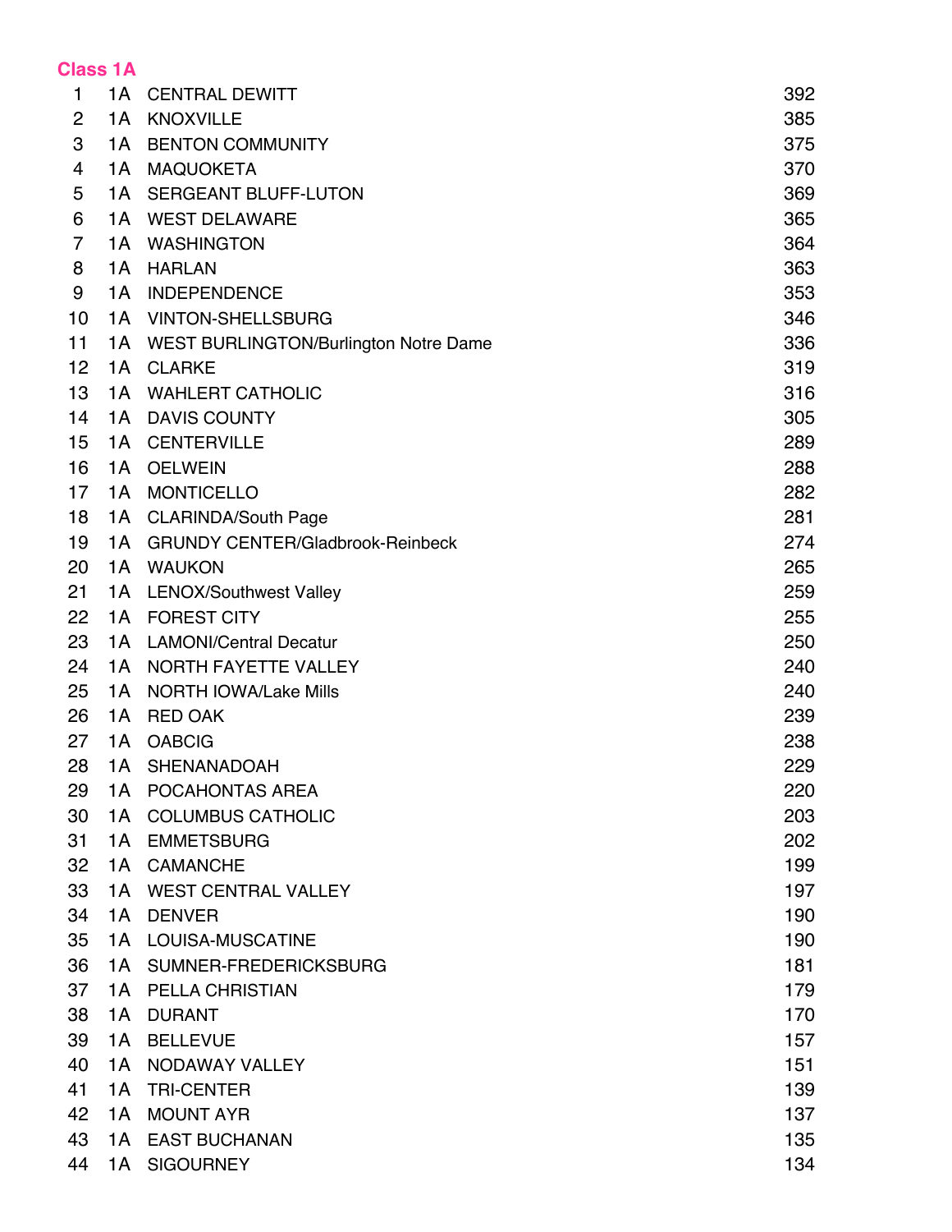## Class 1A

| | | | |
|---|---|---|---|
| 1 | 1A | CENTRAL DEWITT | 392 |
| 2 | 1A | KNOXVILLE | 385 |
| 3 | 1A | BENTON COMMUNITY | 375 |
| 4 | 1A | MAQUOKETA | 370 |
| 5 | 1A | SERGEANT BLUFF-LUTON | 369 |
| 6 | 1A | WEST DELAWARE | 365 |
| 7 | 1A | WASHINGTON | 364 |
| 8 | 1A | HARLAN | 363 |
| 9 | 1A | INDEPENDENCE | 353 |
| 10 | 1A | VINTON-SHELLSBURG | 346 |
| 11 | 1A | WEST BURLINGTON/Burlington Notre Dame | 336 |
| 12 | 1A | CLARKE | 319 |
| 13 | 1A | WAHLERT CATHOLIC | 316 |
| 14 | 1A | DAVIS COUNTY | 305 |
| 15 | 1A | CENTERVILLE | 289 |
| 16 | 1A | OELWEIN | 288 |
| 17 | 1A | MONTICELLO | 282 |
| 18 | 1A | CLARINDA/South Page | 281 |
| 19 | 1A | GRUNDY CENTER/Gladbrook-Reinbeck | 274 |
| 20 | 1A | WAUKON | 265 |
| 21 | 1A | LENOX/Southwest Valley | 259 |
| 22 | 1A | FOREST CITY | 255 |
| 23 | 1A | LAMONI/Central Decatur | 250 |
| 24 | 1A | NORTH FAYETTE VALLEY | 240 |
| 25 | 1A | NORTH IOWA/Lake Mills | 240 |
| 26 | 1A | RED OAK | 239 |
| 27 | 1A | OABCIG | 238 |
| 28 | 1A | SHENANADOAH | 229 |
| 29 | 1A | POCAHONTAS AREA | 220 |
| 30 | 1A | COLUMBUS CATHOLIC | 203 |
| 31 | 1A | EMMETSBURG | 202 |
| 32 | 1A | CAMANCHE | 199 |
| 33 | 1A | WEST CENTRAL VALLEY | 197 |
| 34 | 1A | DENVER | 190 |
| 35 | 1A | LOUISA-MUSCATINE | 190 |
| 36 | 1A | SUMNER-FREDERICKSBURG | 181 |
| 37 | 1A | PELLA CHRISTIAN | 179 |
| 38 | 1A | DURANT | 170 |
| 39 | 1A | BELLEVUE | 157 |
| 40 | 1A | NODAWAY VALLEY | 151 |
| 41 | 1A | TRI-CENTER | 139 |
| 42 | 1A | MOUNT AYR | 137 |
| 43 | 1A | EAST BUCHANAN | 135 |
| 44 | 1A | SIGOURNEY | 134 |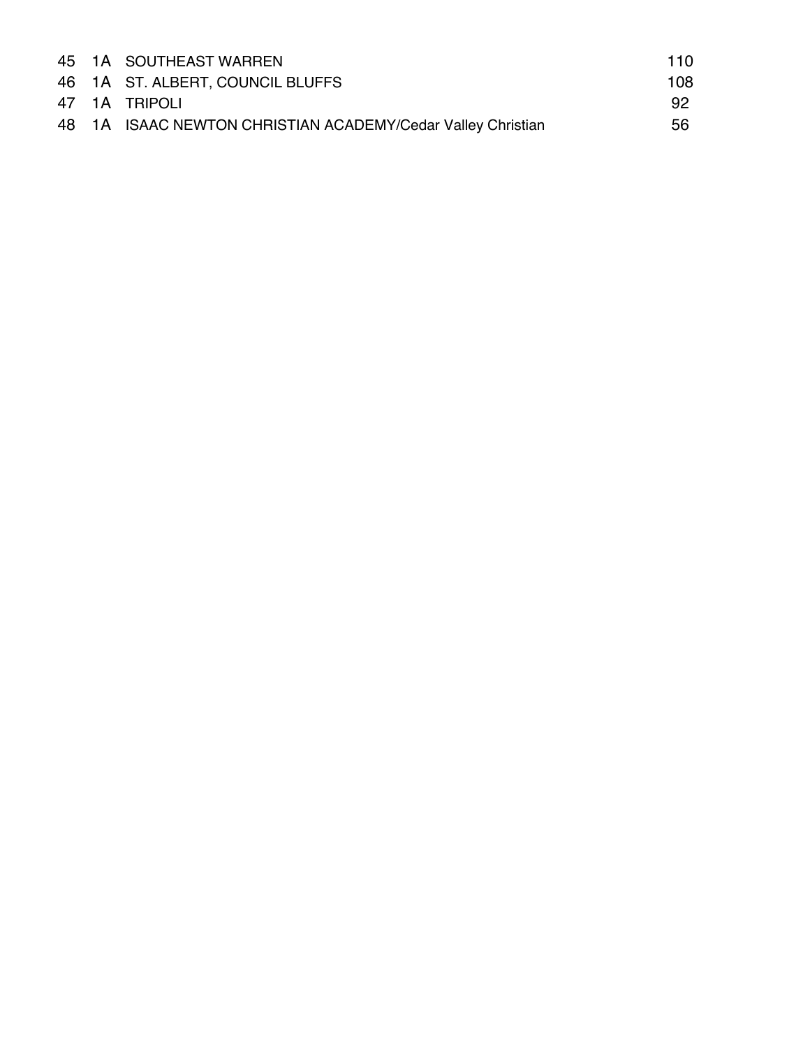| | | | |
|---|---|---|---|
| 45 | 1A | SOUTHEAST WARREN | 110 |
| 46 | 1A | ST. ALBERT, COUNCIL BLUFFS | 108 |
| 47 | 1A | TRIPOLI | 92 |
| 48 | 1A | ISAAC NEWTON CHRISTIAN ACADEMY/Cedar Valley Christian | 56 |